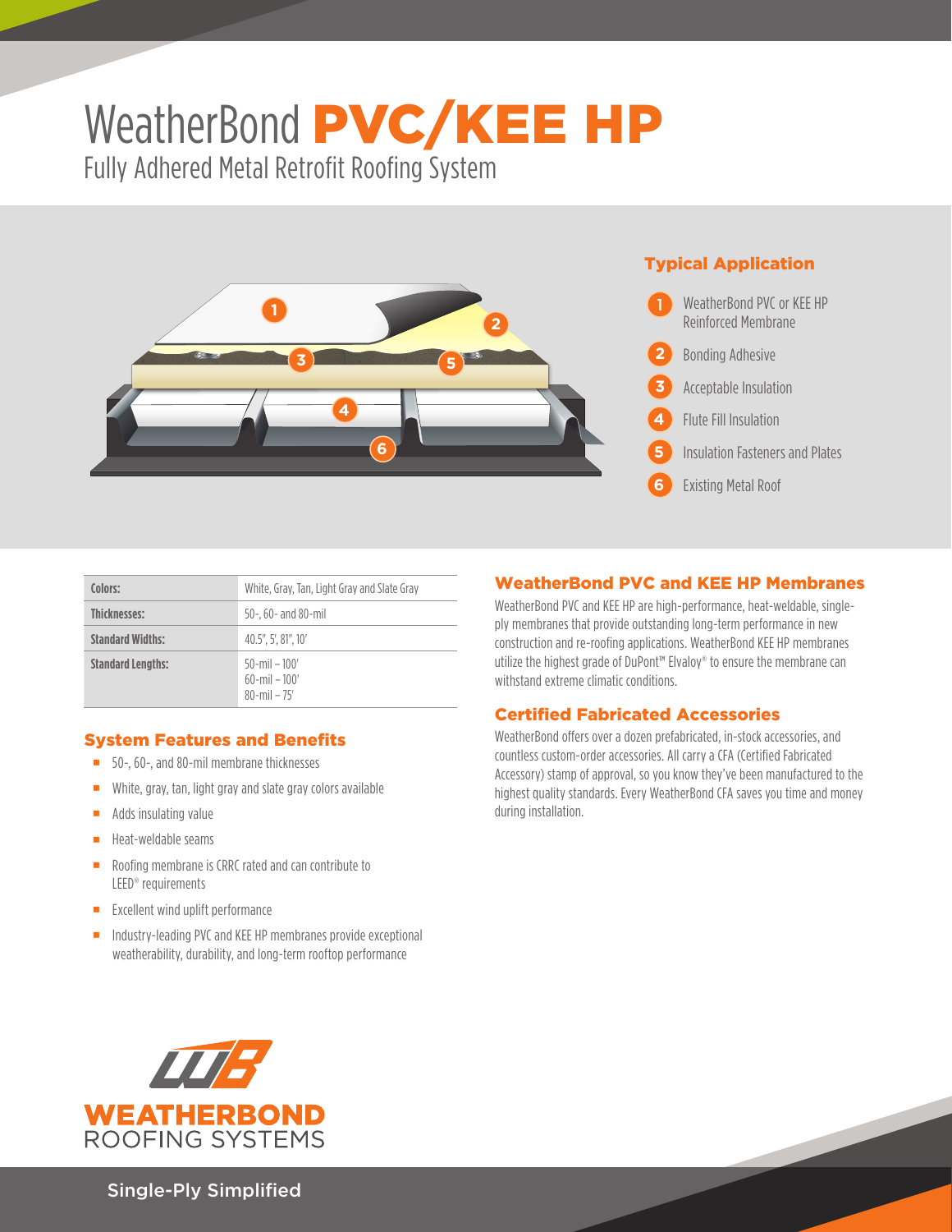# WeatherBond **PVC/KEE HP**

## Fully Adhered Metal Retrofit Roofing System

### Typical Application

1. WeatherBond PVC or KEE HP Reinforced Membrane
2. Bonding Adhesive
3. Acceptable Insulation
4. Flute Fill Insulation
5. Insulation Fasteners and Plates
6. Existing Metal Roof

| | |
|---|---|
| **Colors:** | White, Gray, Tan, Light Gray and Slate Gray |
| **Thicknesses:** | 50-, 60- and 80-mil |
| **Standard Widths:** | 40.5", 5', 81", 10' |
| **Standard Lengths:** | 50-mil – 100'<br>60-mil – 100'<br>80-mil – 75' |

### System Features and Benefits

- 50-, 60-, and 80-mil membrane thicknesses
- White, gray, tan, light gray and slate gray colors available
- Adds insulating value
- Heat-weldable seams
- Roofing membrane is CRRC rated and can contribute to LEED® requirements
- Excellent wind uplift performance
- Industry-leading PVC and KEE HP membranes provide exceptional weatherability, durability, and long-term rooftop performance

### WeatherBond PVC and KEE HP Membranes

WeatherBond PVC and KEE HP are high-performance, heat-weldable, single-ply membranes that provide outstanding long-term performance in new construction and re-roofing applications. WeatherBond KEE HP membranes utilize the highest grade of DuPont™ Elvaloy® to ensure the membrane can withstand extreme climatic conditions.

### Certified Fabricated Accessories

WeatherBond offers over a dozen prefabricated, in-stock accessories, and countless custom-order accessories. All carry a CFA (Certified Fabricated Accessory) stamp of approval, so you know they've been manufactured to the highest quality standards. Every WeatherBond CFA saves you time and money during installation.

WEATHERBOND ROOFING SYSTEMS

Single-Ply Simplified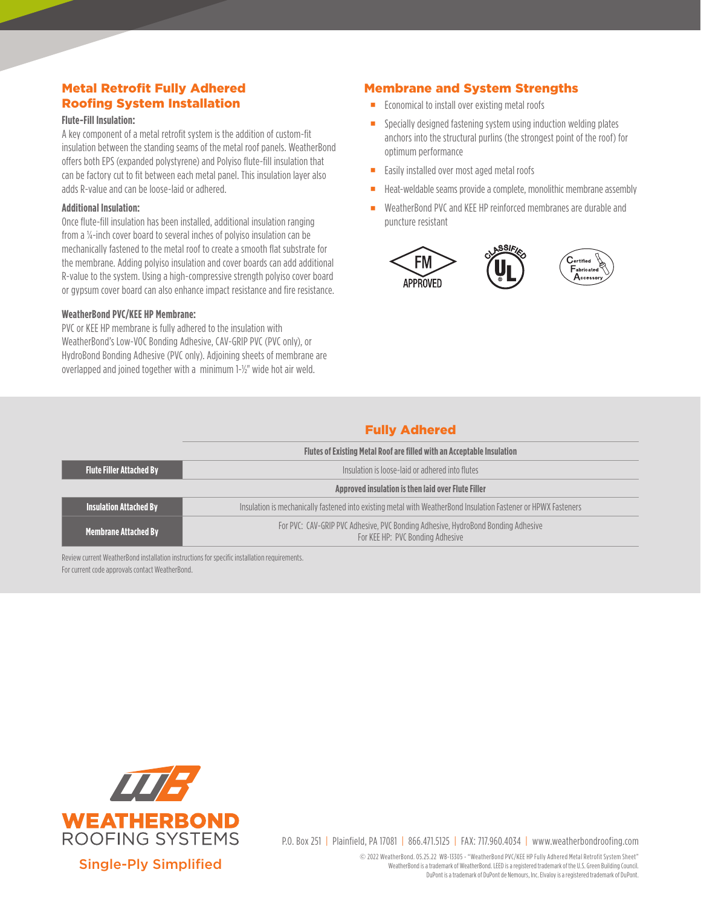## Metal Retrofit Fully Adhered Roofing System Installation

**Flute-Fill Insulation:**

A key component of a metal retrofit system is the addition of custom-fit insulation between the standing seams of the metal roof panels. WeatherBond offers both EPS (expanded polystyrene) and Polyiso flute-fill insulation that can be factory cut to fit between each metal panel. This insulation layer also adds R-value and can be loose-laid or adhered.

**Additional Insulation:**

Once flute-fill insulation has been installed, additional insulation ranging from a ¼-inch cover board to several inches of polyiso insulation can be mechanically fastened to the metal roof to create a smooth flat substrate for the membrane. Adding polyiso insulation and cover boards can add additional R-value to the system. Using a high-compressive strength polyiso cover board or gypsum cover board can also enhance impact resistance and fire resistance.

**WeatherBond PVC/KEE HP Membrane:**

PVC or KEE HP membrane is fully adhered to the insulation with WeatherBond's Low-VOC Bonding Adhesive, CAV-GRIP PVC (PVC only), or HydroBond Bonding Adhesive (PVC only). Adjoining sheets of membrane are overlapped and joined together with a minimum 1-½" wide hot air weld.

## Membrane and System Strengths

- Economical to install over existing metal roofs
- Specially designed fastening system using induction welding plates anchors into the structural purlins (the strongest point of the roof) for optimum performance
- Easily installed over most aged metal roofs
- Heat-weldable seams provide a complete, monolithic membrane assembly
- WeatherBond PVC and KEE HP reinforced membranes are durable and puncture resistant

FM APPROVED

CLASSIFIED UL

Certified Fabricated Accessory

## Fully Adhered

| | |
|---|---|
| | **Flutes of Existing Metal Roof are filled with an Acceptable Insulation** |
| **Flute Filler Attached By** | Insulation is loose-laid or adhered into flutes |
| | **Approved insulation is then laid over Flute Filler** |
| **Insulation Attached By** | Insulation is mechanically fastened into existing metal with WeatherBond Insulation Fastener or HPWX Fasteners |
| **Membrane Attached By** | For PVC: CAV-GRIP PVC Adhesive, PVC Bonding Adhesive, HydroBond Bonding Adhesive<br>For KEE HP: PVC Bonding Adhesive |

Review current WeatherBond installation instructions for specific installation requirements.
For current code approvals contact WeatherBond.

WEATHERBOND ROOFING SYSTEMS

Single-Ply Simplified

P.O. Box 251 | Plainfield, PA 17081 | 866.471.5125 | FAX: 717.960.4034 | www.weatherbondroofing.com

© 2022 WeatherBond. 05.25.22 WB-13305 - "WeatherBond PVC/KEE HP Fully Adhered Metal Retrofit System Sheet"
WeatherBond is a trademark of WeatherBond. LEED is a registered trademark of the U.S. Green Building Council.
DuPont is a trademark of DuPont de Nemours, Inc. Elvaloy is a registered trademark of DuPont.